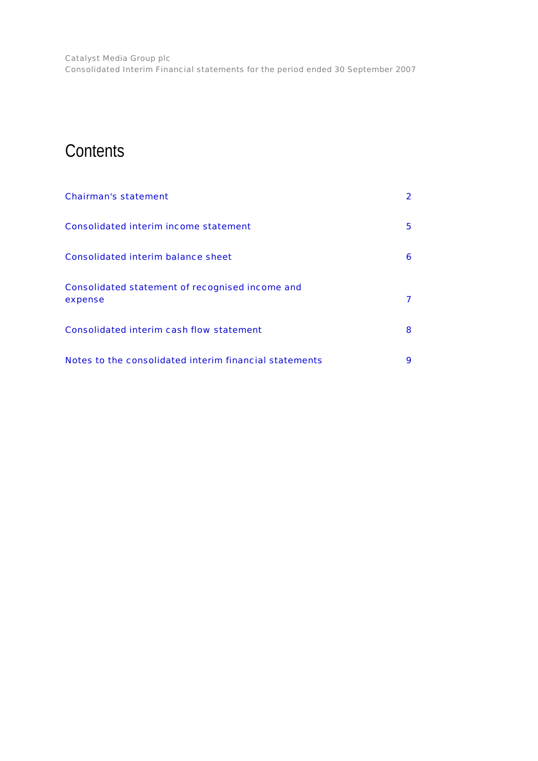# Contents

| | |
|---|---|
| Chairman's statement | 2 |
| Consolidated interim income statement | 5 |
| Consolidated interim balance sheet | 6 |
| Consolidated statement of recognised income and expense | 7 |
| Consolidated interim cash flow statement | 8 |
| Notes to the consolidated interim financial statements | 9 |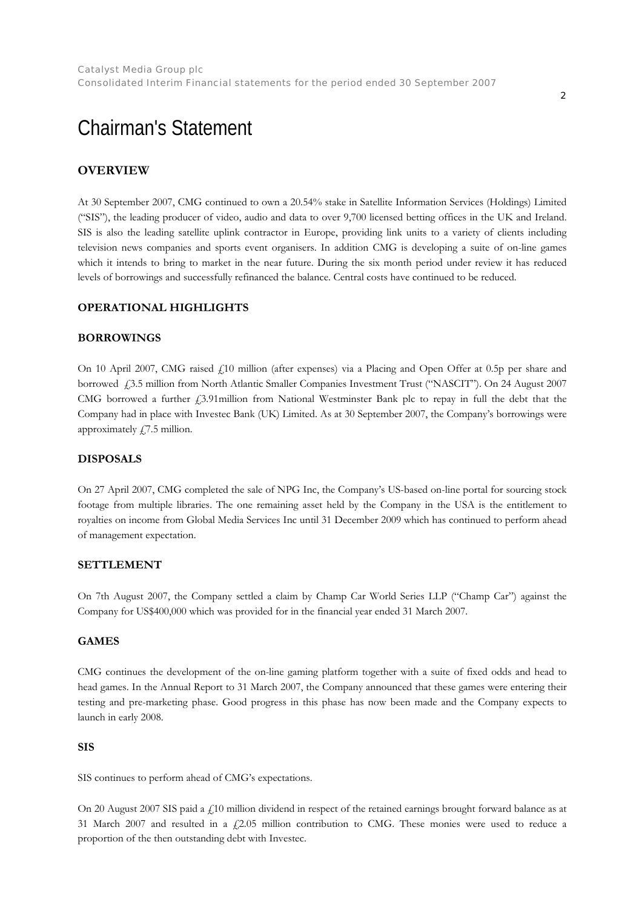# Chairman's Statement

## OVERVIEW

At 30 September 2007, CMG continued to own a 20.54% stake in Satellite Information Services (Holdings) Limited ("SIS"), the leading producer of video, audio and data to over 9,700 licensed betting offices in the UK and Ireland. SIS is also the leading satellite uplink contractor in Europe, providing link units to a variety of clients including television news companies and sports event organisers. In addition CMG is developing a suite of on-line games which it intends to bring to market in the near future. During the six month period under review it has reduced levels of borrowings and successfully refinanced the balance. Central costs have continued to be reduced.

## OPERATIONAL HIGHLIGHTS

### BORROWINGS

On 10 April 2007, CMG raised £10 million (after expenses) via a Placing and Open Offer at 0.5p per share and borrowed £3.5 million from North Atlantic Smaller Companies Investment Trust ("NASCIT"). On 24 August 2007 CMG borrowed a further £3.91million from National Westminster Bank plc to repay in full the debt that the Company had in place with Investec Bank (UK) Limited. As at 30 September 2007, the Company's borrowings were approximately £7.5 million.

### DISPOSALS

On 27 April 2007, CMG completed the sale of NPG Inc, the Company's US-based on-line portal for sourcing stock footage from multiple libraries. The one remaining asset held by the Company in the USA is the entitlement to royalties on income from Global Media Services Inc until 31 December 2009 which has continued to perform ahead of management expectation.

### SETTLEMENT

On 7th August 2007, the Company settled a claim by Champ Car World Series LLP ("Champ Car") against the Company for US$400,000 which was provided for in the financial year ended 31 March 2007.

### GAMES

CMG continues the development of the on-line gaming platform together with a suite of fixed odds and head to head games. In the Annual Report to 31 March 2007, the Company announced that these games were entering their testing and pre-marketing phase. Good progress in this phase has now been made and the Company expects to launch in early 2008.

### SIS

SIS continues to perform ahead of CMG's expectations.

On 20 August 2007 SIS paid a £10 million dividend in respect of the retained earnings brought forward balance as at 31 March 2007 and resulted in a £2.05 million contribution to CMG. These monies were used to reduce a proportion of the then outstanding debt with Investec.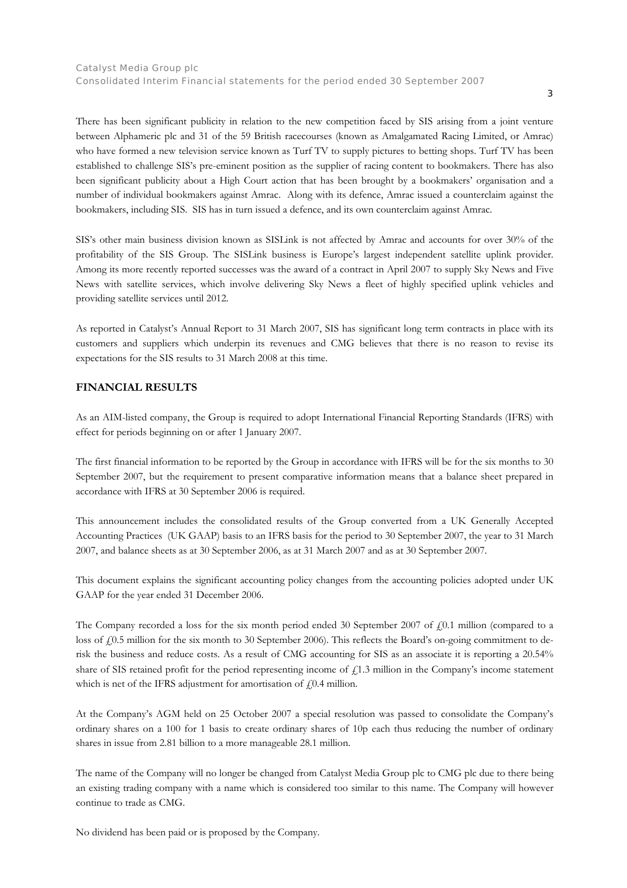There has been significant publicity in relation to the new competition faced by SIS arising from a joint venture between Alphameric plc and 31 of the 59 British racecourses (known as Amalgamated Racing Limited, or Amrac) who have formed a new television service known as Turf TV to supply pictures to betting shops. Turf TV has been established to challenge SIS's pre-eminent position as the supplier of racing content to bookmakers. There has also been significant publicity about a High Court action that has been brought by a bookmakers' organisation and a number of individual bookmakers against Amrac. Along with its defence, Amrac issued a counterclaim against the bookmakers, including SIS. SIS has in turn issued a defence, and its own counterclaim against Amrac.

SIS's other main business division known as SISLink is not affected by Amrac and accounts for over 30% of the profitability of the SIS Group. The SISLink business is Europe's largest independent satellite uplink provider. Among its more recently reported successes was the award of a contract in April 2007 to supply Sky News and Five News with satellite services, which involve delivering Sky News a fleet of highly specified uplink vehicles and providing satellite services until 2012.

As reported in Catalyst's Annual Report to 31 March 2007, SIS has significant long term contracts in place with its customers and suppliers which underpin its revenues and CMG believes that there is no reason to revise its expectations for the SIS results to 31 March 2008 at this time.

## FINANCIAL RESULTS

As an AIM-listed company, the Group is required to adopt International Financial Reporting Standards (IFRS) with effect for periods beginning on or after 1 January 2007.

The first financial information to be reported by the Group in accordance with IFRS will be for the six months to 30 September 2007, but the requirement to present comparative information means that a balance sheet prepared in accordance with IFRS at 30 September 2006 is required.

This announcement includes the consolidated results of the Group converted from a UK Generally Accepted Accounting Practices (UK GAAP) basis to an IFRS basis for the period to 30 September 2007, the year to 31 March 2007, and balance sheets as at 30 September 2006, as at 31 March 2007 and as at 30 September 2007.

This document explains the significant accounting policy changes from the accounting policies adopted under UK GAAP for the year ended 31 December 2006.

The Company recorded a loss for the six month period ended 30 September 2007 of £0.1 million (compared to a loss of £0.5 million for the six month to 30 September 2006). This reflects the Board's on-going commitment to de-risk the business and reduce costs. As a result of CMG accounting for SIS as an associate it is reporting a 20.54% share of SIS retained profit for the period representing income of £1.3 million in the Company's income statement which is net of the IFRS adjustment for amortisation of £0.4 million.

At the Company's AGM held on 25 October 2007 a special resolution was passed to consolidate the Company's ordinary shares on a 100 for 1 basis to create ordinary shares of 10p each thus reducing the number of ordinary shares in issue from 2.81 billion to a more manageable 28.1 million.

The name of the Company will no longer be changed from Catalyst Media Group plc to CMG plc due to there being an existing trading company with a name which is considered too similar to this name. The Company will however continue to trade as CMG.

No dividend has been paid or is proposed by the Company.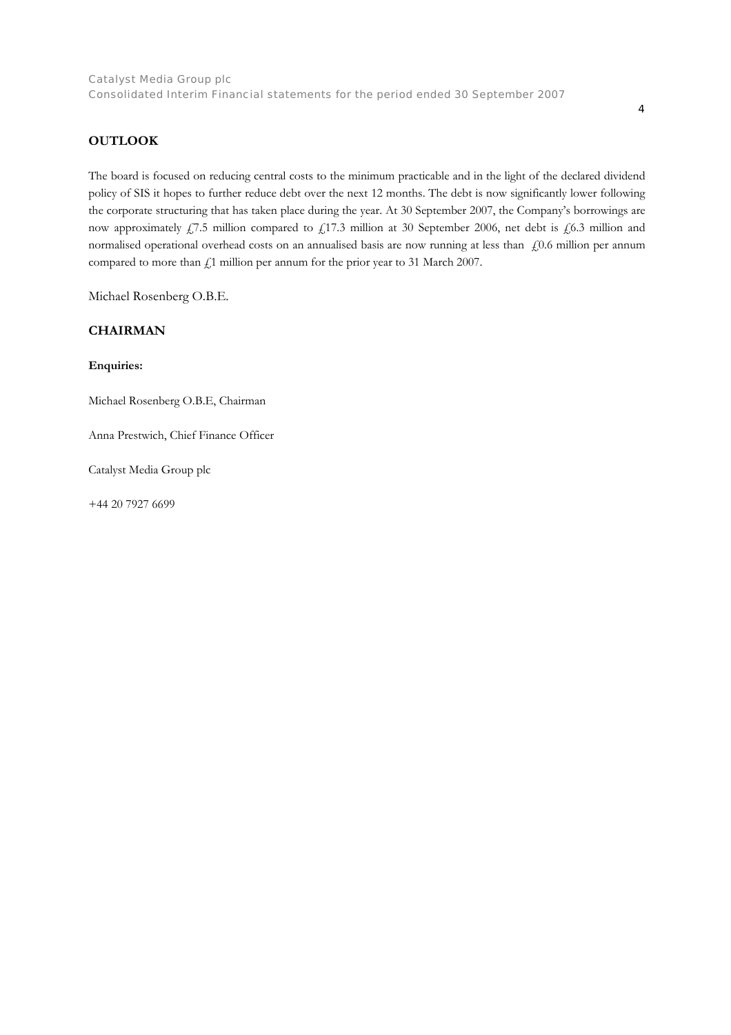## OUTLOOK

The board is focused on reducing central costs to the minimum practicable and in the light of the declared dividend policy of SIS it hopes to further reduce debt over the next 12 months. The debt is now significantly lower following the corporate structuring that has taken place during the year. At 30 September 2007, the Company's borrowings are now approximately £7.5 million compared to £17.3 million at 30 September 2006, net debt is £6.3 million and normalised operational overhead costs on an annualised basis are now running at less than £0.6 million per annum compared to more than £1 million per annum for the prior year to 31 March 2007.

Michael Rosenberg O.B.E.

## CHAIRMAN

**Enquiries:**

Michael Rosenberg O.B.E, Chairman

Anna Prestwich, Chief Finance Officer

Catalyst Media Group plc

+44 20 7927 6699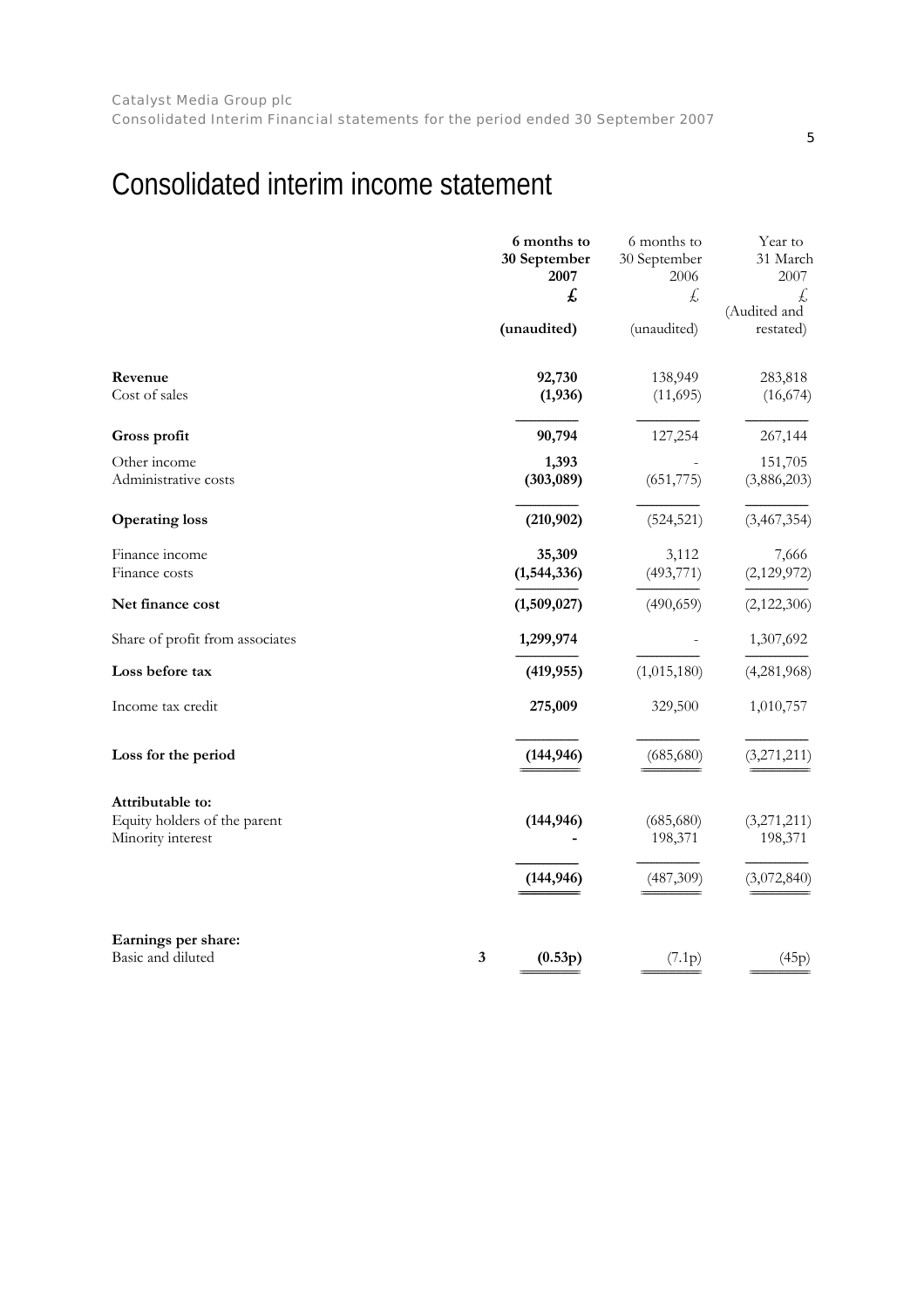# Consolidated interim income statement

| | Note | 6 months to 30 September 2007 £ (unaudited) | 6 months to 30 September 2006 £ (unaudited) | Year to 31 March 2007 £ (Audited and restated) |
|---|---|---|---|---|
| **Revenue** | | **92,730** | 138,949 | 283,818 |
| Cost of sales | | **(1,936)** | (11,695) | (16,674) |
| **Gross profit** | | **90,794** | 127,254 | 267,144 |
| Other income | | **1,393** | - | 151,705 |
| Administrative costs | | **(303,089)** | (651,775) | (3,886,203) |
| **Operating loss** | | **(210,902)** | (524,521) | (3,467,354) |
| Finance income | | **35,309** | 3,112 | 7,666 |
| Finance costs | | **(1,544,336)** | (493,771) | (2,129,972) |
| **Net finance cost** | | **(1,509,027)** | (490,659) | (2,122,306) |
| Share of profit from associates | | **1,299,974** | - | 1,307,692 |
| **Loss before tax** | | **(419,955)** | (1,015,180) | (4,281,968) |
| Income tax credit | | **275,009** | 329,500 | 1,010,757 |
| **Loss for the period** | | **(144,946)** | (685,680) | (3,271,211) |
| **Attributable to:** | | | | |
| Equity holders of the parent | | **(144,946)** | (685,680) | (3,271,211) |
| Minority interest | | **-** | 198,371 | 198,371 |
| | | **(144,946)** | (487,309) | (3,072,840) |
| **Earnings per share:** | | | | |
| Basic and diluted | **3** | **(0.53p)** | (7.1p) | (45p) |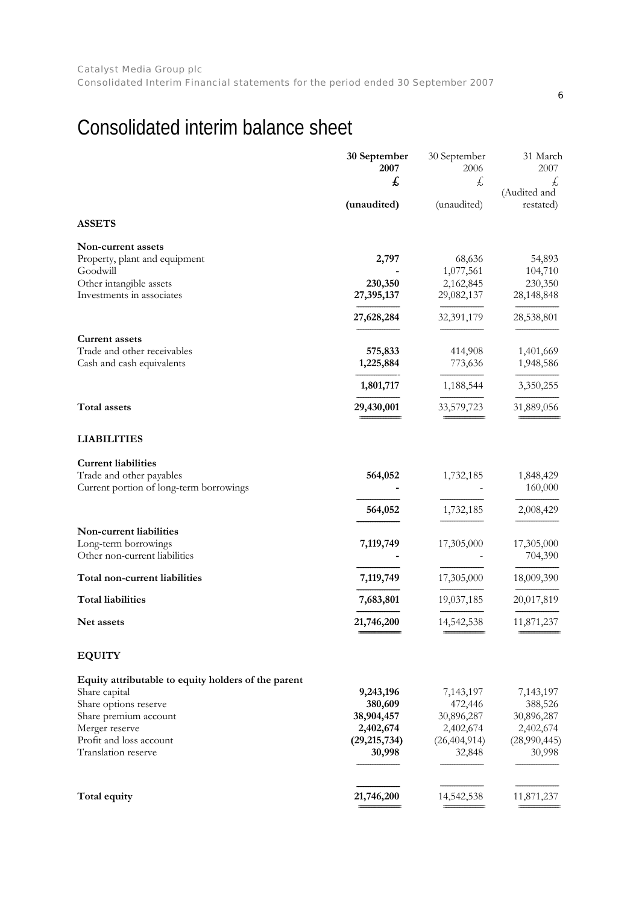# Consolidated interim balance sheet

| | 30 September 2007 £ (unaudited) | 30 September 2006 £ (unaudited) | 31 March 2007 £ (Audited and restated) |
|---|---|---|---|
| **ASSETS** | | | |
| **Non-current assets** | | | |
| Property, plant and equipment | **2,797** | 68,636 | 54,893 |
| Goodwill | **-** | 1,077,561 | 104,710 |
| Other intangible assets | **230,350** | 2,162,845 | 230,350 |
| Investments in associates | **27,395,137** | 29,082,137 | 28,148,848 |
| | **27,628,284** | 32,391,179 | 28,538,801 |
| **Current assets** | | | |
| Trade and other receivables | **575,833** | 414,908 | 1,401,669 |
| Cash and cash equivalents | **1,225,884** | 773,636 | 1,948,586 |
| | **1,801,717** | 1,188,544 | 3,350,255 |
| **Total assets** | **29,430,001** | 33,579,723 | 31,889,056 |
| **LIABILITIES** | | | |
| **Current liabilities** | | | |
| Trade and other payables | **564,052** | 1,732,185 | 1,848,429 |
| Current portion of long-term borrowings | **-** | - | 160,000 |
| | **564,052** | 1,732,185 | 2,008,429 |
| **Non-current liabilities** | | | |
| Long-term borrowings | **7,119,749** | 17,305,000 | 17,305,000 |
| Other non-current liabilities | **-** | - | 704,390 |
| **Total non-current liabilities** | **7,119,749** | 17,305,000 | 18,009,390 |
| **Total liabilities** | **7,683,801** | 19,037,185 | 20,017,819 |
| **Net assets** | **21,746,200** | 14,542,538 | 11,871,237 |
| **EQUITY** | | | |
| **Equity attributable to equity holders of the parent** | | | |
| Share capital | **9,243,196** | 7,143,197 | 7,143,197 |
| Share options reserve | **380,609** | 472,446 | 388,526 |
| Share premium account | **38,904,457** | 30,896,287 | 30,896,287 |
| Merger reserve | **2,402,674** | 2,402,674 | 2,402,674 |
| Profit and loss account | **(29,215,734)** | (26,404,914) | (28,990,445) |
| Translation reserve | **30,998** | 32,848 | 30,998 |
| **Total equity** | **21,746,200** | 14,542,538 | 11,871,237 |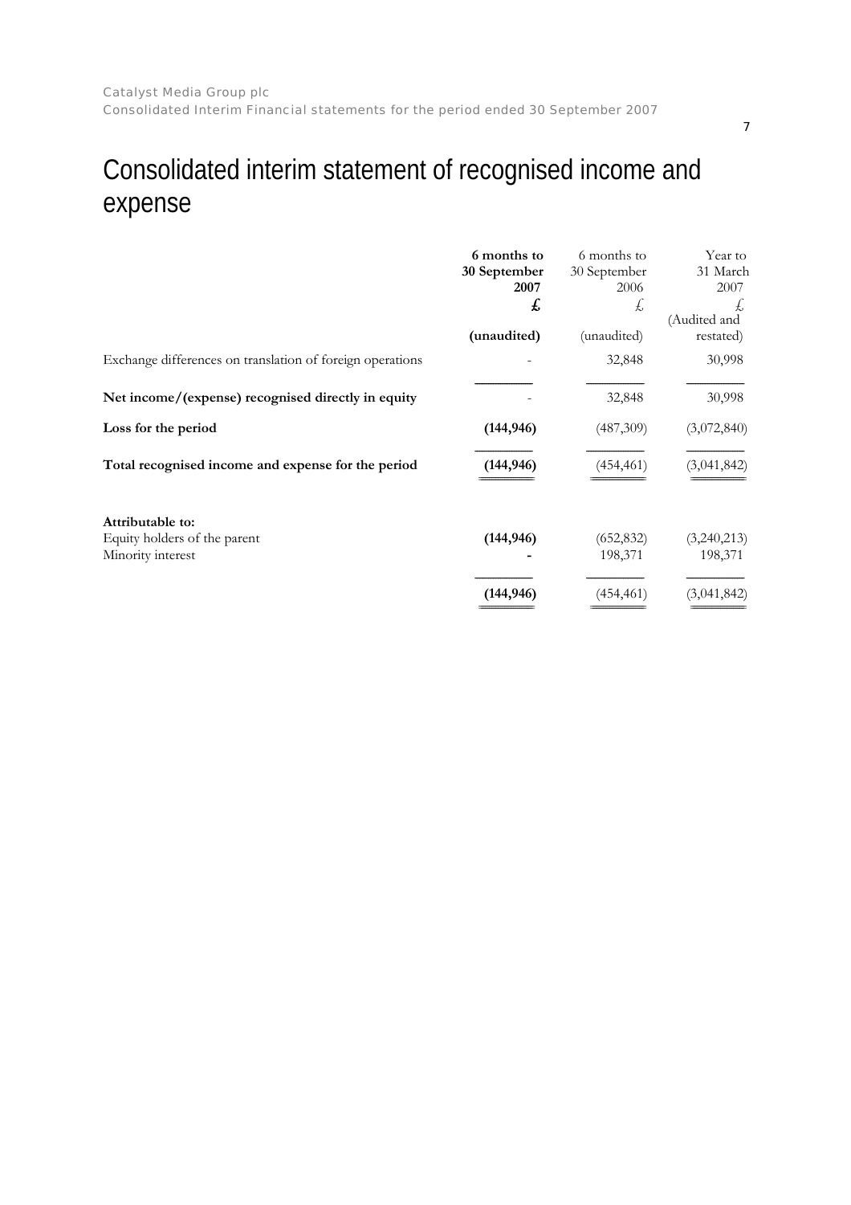# Consolidated interim statement of recognised income and expense

| | **6 months to 30 September 2007** | 6 months to 30 September 2006 | Year to 31 March 2007 |
|---|---|---|---|
| | **£** | £ | £ |
| | **(unaudited)** | (unaudited) | (Audited and restated) |
| Exchange differences on translation of foreign operations | - | 32,848 | 30,998 |
| **Net income/(expense) recognised directly in equity** | - | 32,848 | 30,998 |
| **Loss for the period** | **(144,946)** | (487,309) | (3,072,840) |
| **Total recognised income and expense for the period** | **(144,946)** | (454,461) | (3,041,842) |
| | | | |
| **Attributable to:** | | | |
| Equity holders of the parent | **(144,946)** | (652,832) | (3,240,213) |
| Minority interest | **-** | 198,371 | 198,371 |
| | **(144,946)** | (454,461) | (3,041,842) |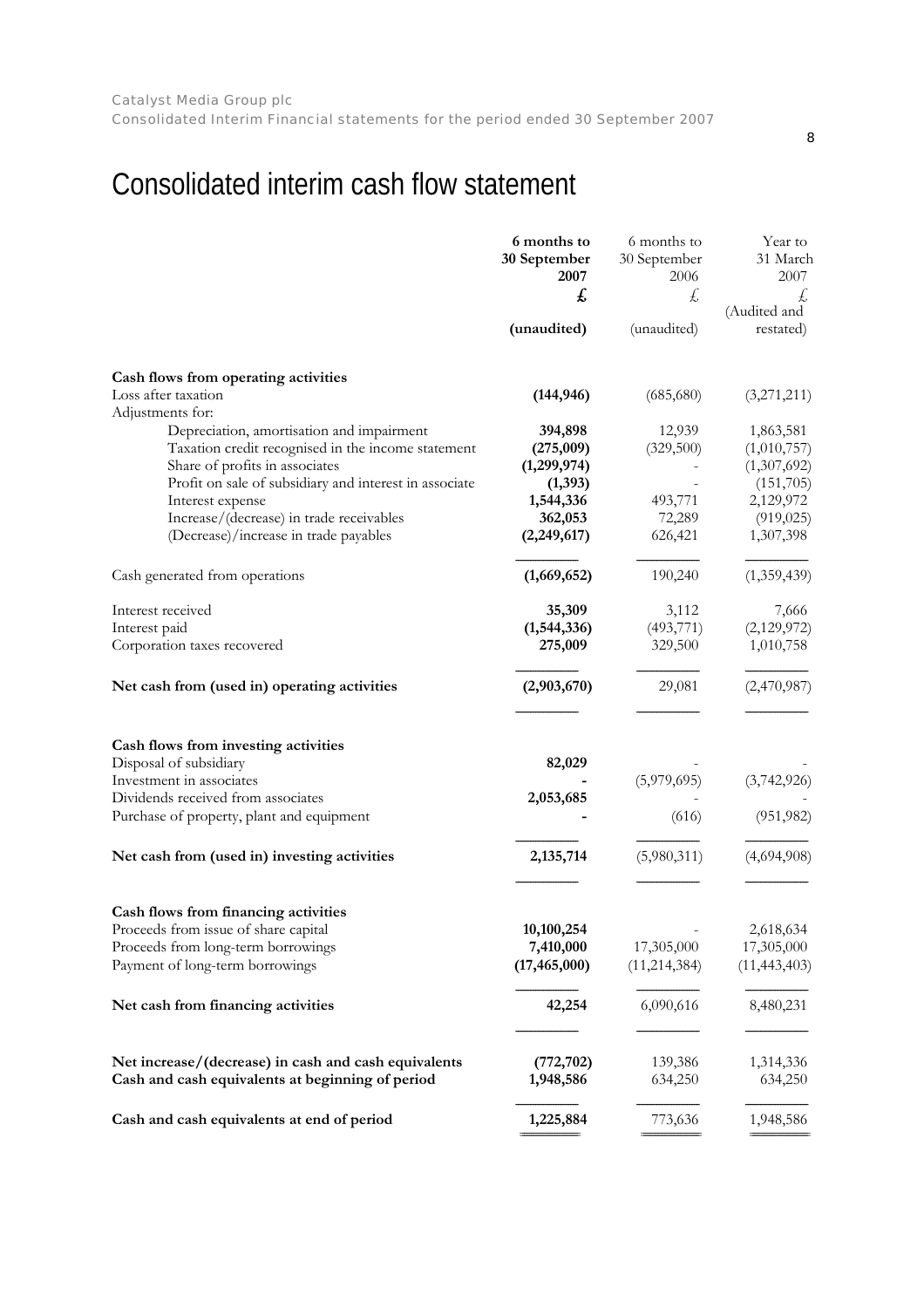# Consolidated interim cash flow statement

| | **6 months to 30 September 2007** | 6 months to 30 September 2006 | Year to 31 March 2007 |
|---|---|---|---|
| | **£** | £ | £ |
| | **(unaudited)** | (unaudited) | (Audited and restated) |
| **Cash flows from operating activities** | | | |
| Loss after taxation | **(144,946)** | (685,680) | (3,271,211) |
| Adjustments for: | | | |
| Depreciation, amortisation and impairment | **394,898** | 12,939 | 1,863,581 |
| Taxation credit recognised in the income statement | **(275,009)** | (329,500) | (1,010,757) |
| Share of profits in associates | **(1,299,974)** | - | (1,307,692) |
| Profit on sale of subsidiary and interest in associate | **(1,393)** | - | (151,705) |
| Interest expense | **1,544,336** | 493,771 | 2,129,972 |
| Increase/(decrease) in trade receivables | **362,053** | 72,289 | (919,025) |
| (Decrease)/increase in trade payables | **(2,249,617)** | 626,421 | 1,307,398 |
| Cash generated from operations | **(1,669,652)** | 190,240 | (1,359,439) |
| Interest received | **35,309** | 3,112 | 7,666 |
| Interest paid | **(1,544,336)** | (493,771) | (2,129,972) |
| Corporation taxes recovered | **275,009** | 329,500 | 1,010,758 |
| **Net cash from (used in) operating activities** | **(2,903,670)** | 29,081 | (2,470,987) |
| **Cash flows from investing activities** | | | |
| Disposal of subsidiary | **82,029** | - | - |
| Investment in associates | **-** | (5,979,695) | (3,742,926) |
| Dividends received from associates | **2,053,685** | - | - |
| Purchase of property, plant and equipment | **-** | (616) | (951,982) |
| **Net cash from (used in) investing activities** | **2,135,714** | (5,980,311) | (4,694,908) |
| **Cash flows from financing activities** | | | |
| Proceeds from issue of share capital | **10,100,254** | - | 2,618,634 |
| Proceeds from long-term borrowings | **7,410,000** | 17,305,000 | 17,305,000 |
| Payment of long-term borrowings | **(17,465,000)** | (11,214,384) | (11,443,403) |
| **Net cash from financing activities** | **42,254** | 6,090,616 | 8,480,231 |
| **Net increase/(decrease) in cash and cash equivalents** | **(772,702)** | 139,386 | 1,314,336 |
| **Cash and cash equivalents at beginning of period** | **1,948,586** | 634,250 | 634,250 |
| **Cash and cash equivalents at end of period** | **1,225,884** | 773,636 | 1,948,586 |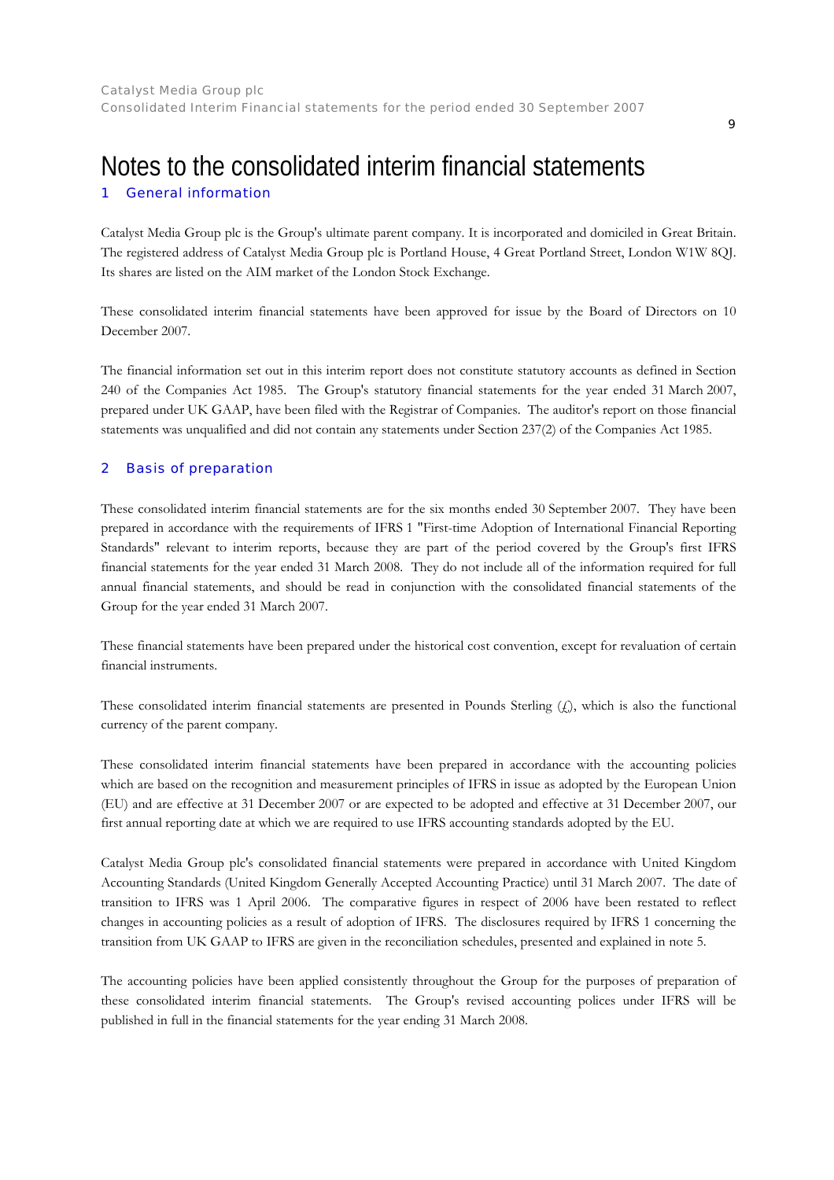# Notes to the consolidated interim financial statements

## 1 General information

Catalyst Media Group plc is the Group's ultimate parent company. It is incorporated and domiciled in Great Britain. The registered address of Catalyst Media Group plc is Portland House, 4 Great Portland Street, London W1W 8QJ. Its shares are listed on the AIM market of the London Stock Exchange.

These consolidated interim financial statements have been approved for issue by the Board of Directors on 10 December 2007.

The financial information set out in this interim report does not constitute statutory accounts as defined in Section 240 of the Companies Act 1985. The Group's statutory financial statements for the year ended 31 March 2007, prepared under UK GAAP, have been filed with the Registrar of Companies. The auditor's report on those financial statements was unqualified and did not contain any statements under Section 237(2) of the Companies Act 1985.

## 2 Basis of preparation

These consolidated interim financial statements are for the six months ended 30 September 2007. They have been prepared in accordance with the requirements of IFRS 1 "First-time Adoption of International Financial Reporting Standards" relevant to interim reports, because they are part of the period covered by the Group's first IFRS financial statements for the year ended 31 March 2008. They do not include all of the information required for full annual financial statements, and should be read in conjunction with the consolidated financial statements of the Group for the year ended 31 March 2007.

These financial statements have been prepared under the historical cost convention, except for revaluation of certain financial instruments.

These consolidated interim financial statements are presented in Pounds Sterling (£), which is also the functional currency of the parent company.

These consolidated interim financial statements have been prepared in accordance with the accounting policies which are based on the recognition and measurement principles of IFRS in issue as adopted by the European Union (EU) and are effective at 31 December 2007 or are expected to be adopted and effective at 31 December 2007, our first annual reporting date at which we are required to use IFRS accounting standards adopted by the EU.

Catalyst Media Group plc's consolidated financial statements were prepared in accordance with United Kingdom Accounting Standards (United Kingdom Generally Accepted Accounting Practice) until 31 March 2007. The date of transition to IFRS was 1 April 2006. The comparative figures in respect of 2006 have been restated to reflect changes in accounting policies as a result of adoption of IFRS. The disclosures required by IFRS 1 concerning the transition from UK GAAP to IFRS are given in the reconciliation schedules, presented and explained in note 5.

The accounting policies have been applied consistently throughout the Group for the purposes of preparation of these consolidated interim financial statements. The Group's revised accounting polices under IFRS will be published in full in the financial statements for the year ending 31 March 2008.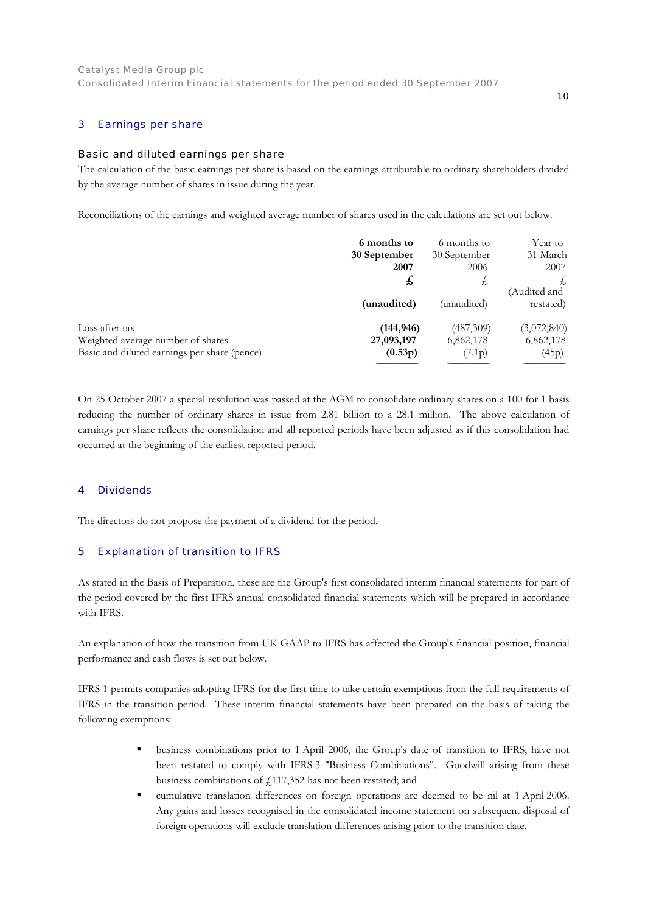## 3 Earnings per share

### Basic and diluted earnings per share

The calculation of the basic earnings per share is based on the earnings attributable to ordinary shareholders divided by the average number of shares in issue during the year.

Reconciliations of the earnings and weighted average number of shares used in the calculations are set out below.

| | **6 months to 30 September 2007** | 6 months to 30 September 2006 | Year to 31 March 2007 |
|---|---|---|---|
| | **£** | £ | £ |
| | **(unaudited)** | (unaudited) | (Audited and restated) |
| Loss after tax | **(144,946)** | (487,309) | (3,072,840) |
| Weighted average number of shares | **27,093,197** | 6,862,178 | 6,862,178 |
| Basic and diluted earnings per share (pence) | **(0.53p)** | (7.1p) | (45p) |

On 25 October 2007 a special resolution was passed at the AGM to consolidate ordinary shares on a 100 for 1 basis reducing the number of ordinary shares in issue from 2.81 billion to a 28.1 million. The above calculation of earnings per share reflects the consolidation and all reported periods have been adjusted as if this consolidation had occurred at the beginning of the earliest reported period.

## 4 Dividends

The directors do not propose the payment of a dividend for the period.

## 5 Explanation of transition to IFRS

As stated in the Basis of Preparation, these are the Group's first consolidated interim financial statements for part of the period covered by the first IFRS annual consolidated financial statements which will be prepared in accordance with IFRS.

An explanation of how the transition from UK GAAP to IFRS has affected the Group's financial position, financial performance and cash flows is set out below.

IFRS 1 permits companies adopting IFRS for the first time to take certain exemptions from the full requirements of IFRS in the transition period. These interim financial statements have been prepared on the basis of taking the following exemptions:

- business combinations prior to 1 April 2006, the Group's date of transition to IFRS, have not been restated to comply with IFRS 3 "Business Combinations". Goodwill arising from these business combinations of £117,352 has not been restated; and
- cumulative translation differences on foreign operations are deemed to be nil at 1 April 2006. Any gains and losses recognised in the consolidated income statement on subsequent disposal of foreign operations will exclude translation differences arising prior to the transition date.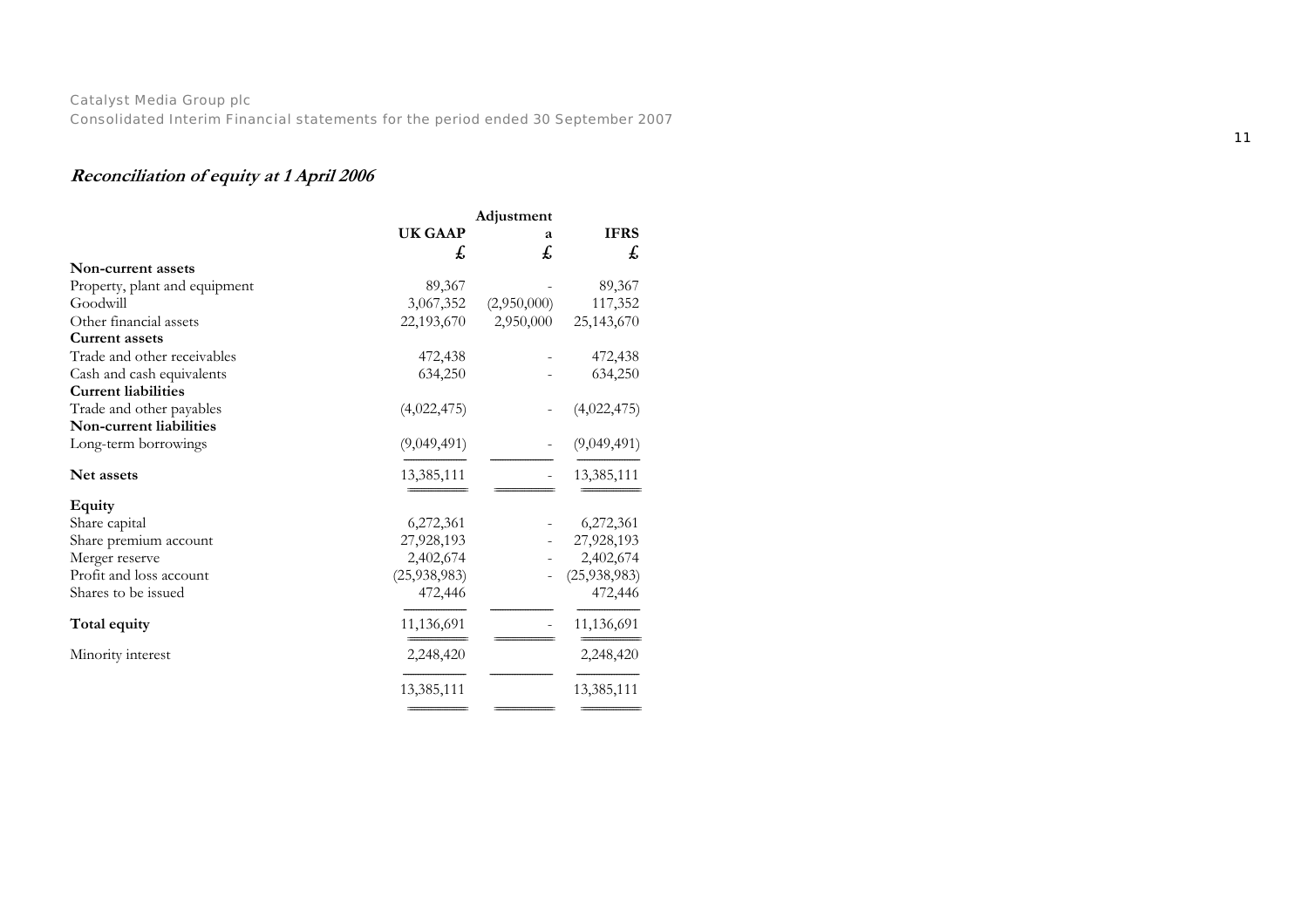***Reconciliation of equity at 1 April 2006***

| | UK GAAP | Adjustment a | IFRS |
|---|---|---|---|
| | £ | £ | £ |
| **Non-current assets** | | | |
| Property, plant and equipment | 89,367 | - | 89,367 |
| Goodwill | 3,067,352 | (2,950,000) | 117,352 |
| Other financial assets | 22,193,670 | 2,950,000 | 25,143,670 |
| **Current assets** | | | |
| Trade and other receivables | 472,438 | - | 472,438 |
| Cash and cash equivalents | 634,250 | - | 634,250 |
| **Current liabilities** | | | |
| Trade and other payables | (4,022,475) | - | (4,022,475) |
| **Non-current liabilities** | | | |
| Long-term borrowings | (9,049,491) | - | (9,049,491) |
| **Net assets** | 13,385,111 | - | 13,385,111 |
| **Equity** | | | |
| Share capital | 6,272,361 | - | 6,272,361 |
| Share premium account | 27,928,193 | - | 27,928,193 |
| Merger reserve | 2,402,674 | - | 2,402,674 |
| Profit and loss account | (25,938,983) | - | (25,938,983) |
| Shares to be issued | 472,446 | | 472,446 |
| **Total equity** | 11,136,691 | - | 11,136,691 |
| Minority interest | 2,248,420 | | 2,248,420 |
| | 13,385,111 | | 13,385,111 |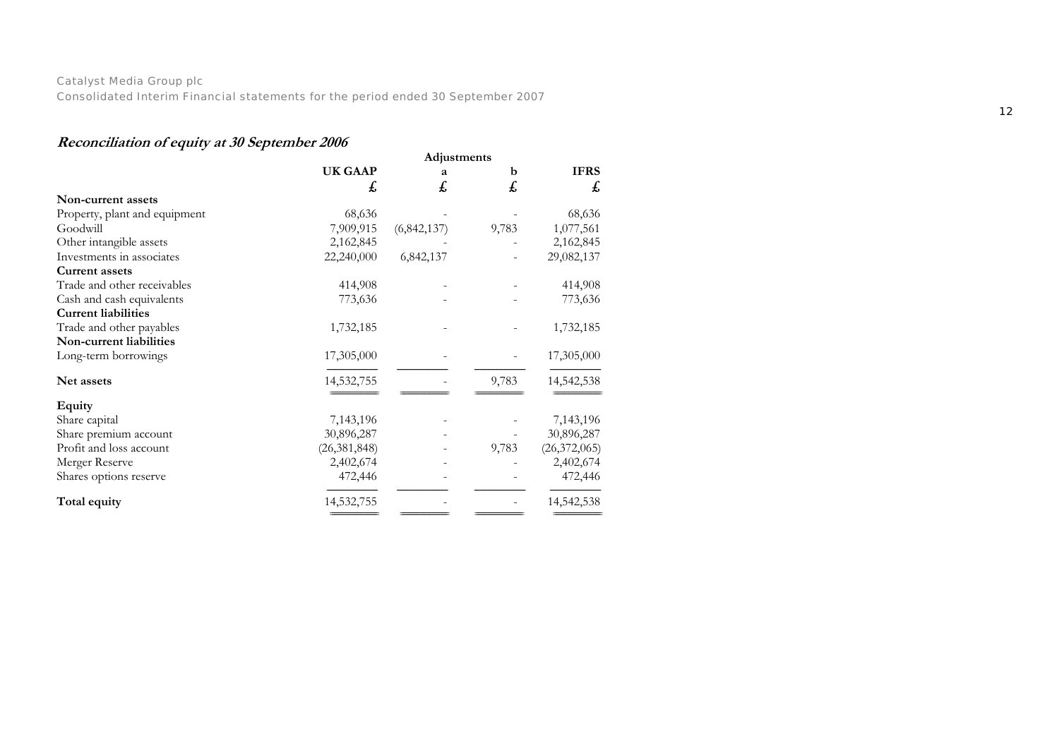## *Reconciliation of equity at 30 September 2006*

| | UK GAAP | Adjustments a | Adjustments b | IFRS |
|---|---|---|---|---|
| | £ | £ | £ | £ |
| **Non-current assets** | | | | |
| Property, plant and equipment | 68,636 | - | - | 68,636 |
| Goodwill | 7,909,915 | (6,842,137) | 9,783 | 1,077,561 |
| Other intangible assets | 2,162,845 | - | - | 2,162,845 |
| Investments in associates | 22,240,000 | 6,842,137 | - | 29,082,137 |
| **Current assets** | | | | |
| Trade and other receivables | 414,908 | - | - | 414,908 |
| Cash and cash equivalents | 773,636 | - | - | 773,636 |
| **Current liabilities** | | | | |
| Trade and other payables | 1,732,185 | - | - | 1,732,185 |
| **Non-current liabilities** | | | | |
| Long-term borrowings | 17,305,000 | - | - | 17,305,000 |
| **Net assets** | 14,532,755 | - | 9,783 | 14,542,538 |
| **Equity** | | | | |
| Share capital | 7,143,196 | - | - | 7,143,196 |
| Share premium account | 30,896,287 | - | - | 30,896,287 |
| Profit and loss account | (26,381,848) | - | 9,783 | (26,372,065) |
| Merger Reserve | 2,402,674 | - | - | 2,402,674 |
| Shares options reserve | 472,446 | - | - | 472,446 |
| **Total equity** | 14,532,755 | - | - | 14,542,538 |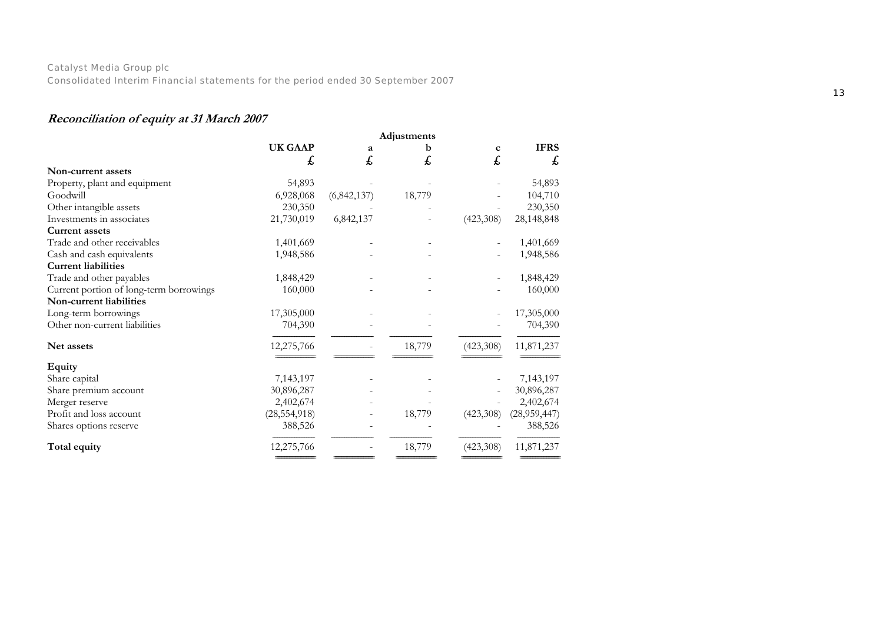## *Reconciliation of equity at 31 March 2007*

| | | | Adjustments | | |
|---|---|---|---|---|---|
| | **UK GAAP** | **a** | **b** | **c** | **IFRS** |
| | **£** | **£** | **£** | **£** | **£** |
| **Non-current assets** | | | | | |
| Property, plant and equipment | 54,893 | - | - | - | 54,893 |
| Goodwill | 6,928,068 | (6,842,137) | 18,779 | - | 104,710 |
| Other intangible assets | 230,350 | - | - | - | 230,350 |
| Investments in associates | 21,730,019 | 6,842,137 | - | (423,308) | 28,148,848 |
| **Current assets** | | | | | |
| Trade and other receivables | 1,401,669 | - | - | - | 1,401,669 |
| Cash and cash equivalents | 1,948,586 | - | - | - | 1,948,586 |
| **Current liabilities** | | | | | |
| Trade and other payables | 1,848,429 | - | - | - | 1,848,429 |
| Current portion of long-term borrowings | 160,000 | - | - | - | 160,000 |
| **Non-current liabilities** | | | | | |
| Long-term borrowings | 17,305,000 | - | - | - | 17,305,000 |
| Other non-current liabilities | 704,390 | - | - | - | 704,390 |
| **Net assets** | 12,275,766 | - | 18,779 | (423,308) | 11,871,237 |
| **Equity** | | | | | |
| Share capital | 7,143,197 | - | - | - | 7,143,197 |
| Share premium account | 30,896,287 | - | - | - | 30,896,287 |
| Merger reserve | 2,402,674 | - | - | - | 2,402,674 |
| Profit and loss account | (28,554,918) | - | 18,779 | (423,308) | (28,959,447) |
| Shares options reserve | 388,526 | - | - | - | 388,526 |
| **Total equity** | 12,275,766 | - | 18,779 | (423,308) | 11,871,237 |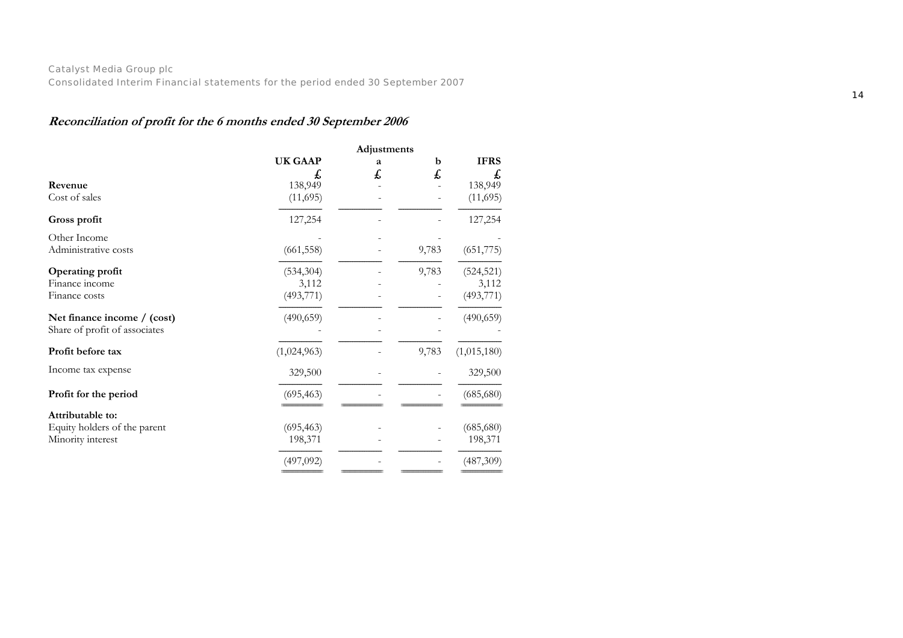## *Reconciliation of profit for the 6 months ended 30 September 2006*

| | UK GAAP | Adjustments a | Adjustments b | IFRS |
|---|---|---|---|---|
| | £ | £ | £ | £ |
| **Revenue** | 138,949 | - | - | 138,949 |
| Cost of sales | (11,695) | - | - | (11,695) |
| **Gross profit** | 127,254 | - | - | 127,254 |
| Other Income | - | - | - | - |
| Administrative costs | (661,558) | - | 9,783 | (651,775) |
| **Operating profit** | (534,304) | - | 9,783 | (524,521) |
| Finance income | 3,112 | - | - | 3,112 |
| Finance costs | (493,771) | - | - | (493,771) |
| **Net finance income / (cost)** | (490,659) | - | - | (490,659) |
| Share of profit of associates | - | - | - | - |
| **Profit before tax** | (1,024,963) | - | 9,783 | (1,015,180) |
| Income tax expense | 329,500 | - | - | 329,500 |
| **Profit for the period** | (695,463) | - | - | (685,680) |
| **Attributable to:** | | | | |
| Equity holders of the parent | (695,463) | - | - | (685,680) |
| Minority interest | 198,371 | - | - | 198,371 |
| | (497,092) | - | - | (487,309) |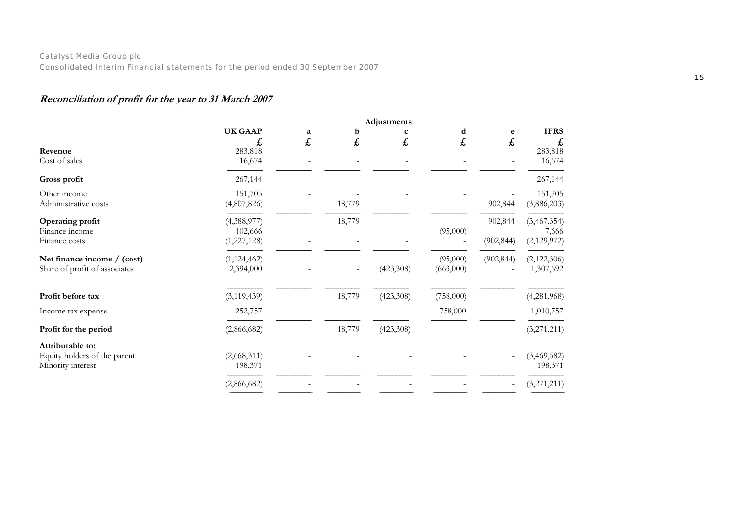## *Reconciliation of profit for the year to 31 March 2007*

| | UK GAAP | Adjustments a | b | c | d | e | IFRS |
|---|---|---|---|---|---|---|---|
| | £ | £ | £ | £ | £ | £ | £ |
| **Revenue** | 283,818 | - | - | - | - | - | 283,818 |
| Cost of sales | 16,674 | - | - | - | - | - | 16,674 |
| **Gross profit** | 267,144 | - | - | - | - | - | 267,144 |
| Other income | 151,705 | - | - | - | - | - | 151,705 |
| Administrative costs | (4,807,826) | | 18,779 | | | 902,844 | (3,886,203) |
| **Operating profit** | (4,388,977) | - | 18,779 | - | - | 902,844 | (3,467,354) |
| Finance income | 102,666 | - | - | - | (95,000) | - | 7,666 |
| Finance costs | (1,227,128) | - | - | - | - | (902,844) | (2,129,972) |
| **Net finance income / (cost)** | (1,124,462) | - | - | - | (95,000) | (902,844) | (2,122,306) |
| Share of profit of associates | 2,394,000 | - | - | (423,308) | (663,000) | - | 1,307,692 |
| **Profit before tax** | (3,119,439) | - | 18,779 | (423,308) | (758,000) | - | (4,281,968) |
| Income tax expense | 252,757 | - | - | - | 758,000 | - | 1,010,757 |
| **Profit for the period** | (2,866,682) | - | 18,779 | (423,308) | - | - | (3,271,211) |
| **Attributable to:** | | | | | | | |
| Equity holders of the parent | (2,668,311) | - | - | - | - | - | (3,469,582) |
| Minority interest | 198,371 | - | - | - | - | - | 198,371 |
| | (2,866,682) | - | - | - | - | - | (3,271,211) |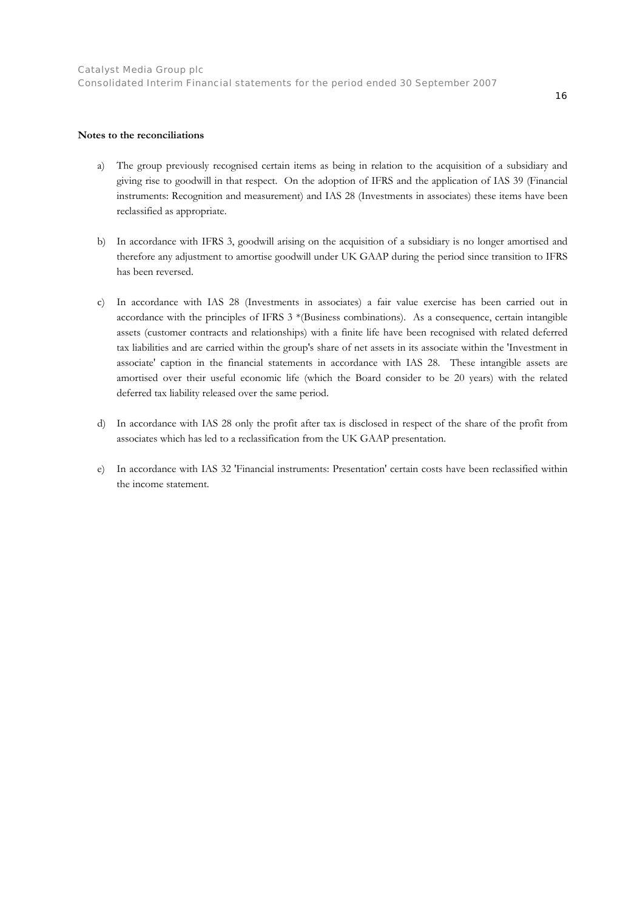**Notes to the reconciliations**

a) The group previously recognised certain items as being in relation to the acquisition of a subsidiary and giving rise to goodwill in that respect. On the adoption of IFRS and the application of IAS 39 (Financial instruments: Recognition and measurement) and IAS 28 (Investments in associates) these items have been reclassified as appropriate.

b) In accordance with IFRS 3, goodwill arising on the acquisition of a subsidiary is no longer amortised and therefore any adjustment to amortise goodwill under UK GAAP during the period since transition to IFRS has been reversed.

c) In accordance with IAS 28 (Investments in associates) a fair value exercise has been carried out in accordance with the principles of IFRS 3 *(Business combinations). As a consequence, certain intangible assets (customer contracts and relationships) with a finite life have been recognised with related deferred tax liabilities and are carried within the group's share of net assets in its associate within the 'Investment in associate' caption in the financial statements in accordance with IAS 28. These intangible assets are amortised over their useful economic life (which the Board consider to be 20 years) with the related deferred tax liability released over the same period.

d) In accordance with IAS 28 only the profit after tax is disclosed in respect of the share of the profit from associates which has led to a reclassification from the UK GAAP presentation.

e) In accordance with IAS 32 'Financial instruments: Presentation' certain costs have been reclassified within the income statement.